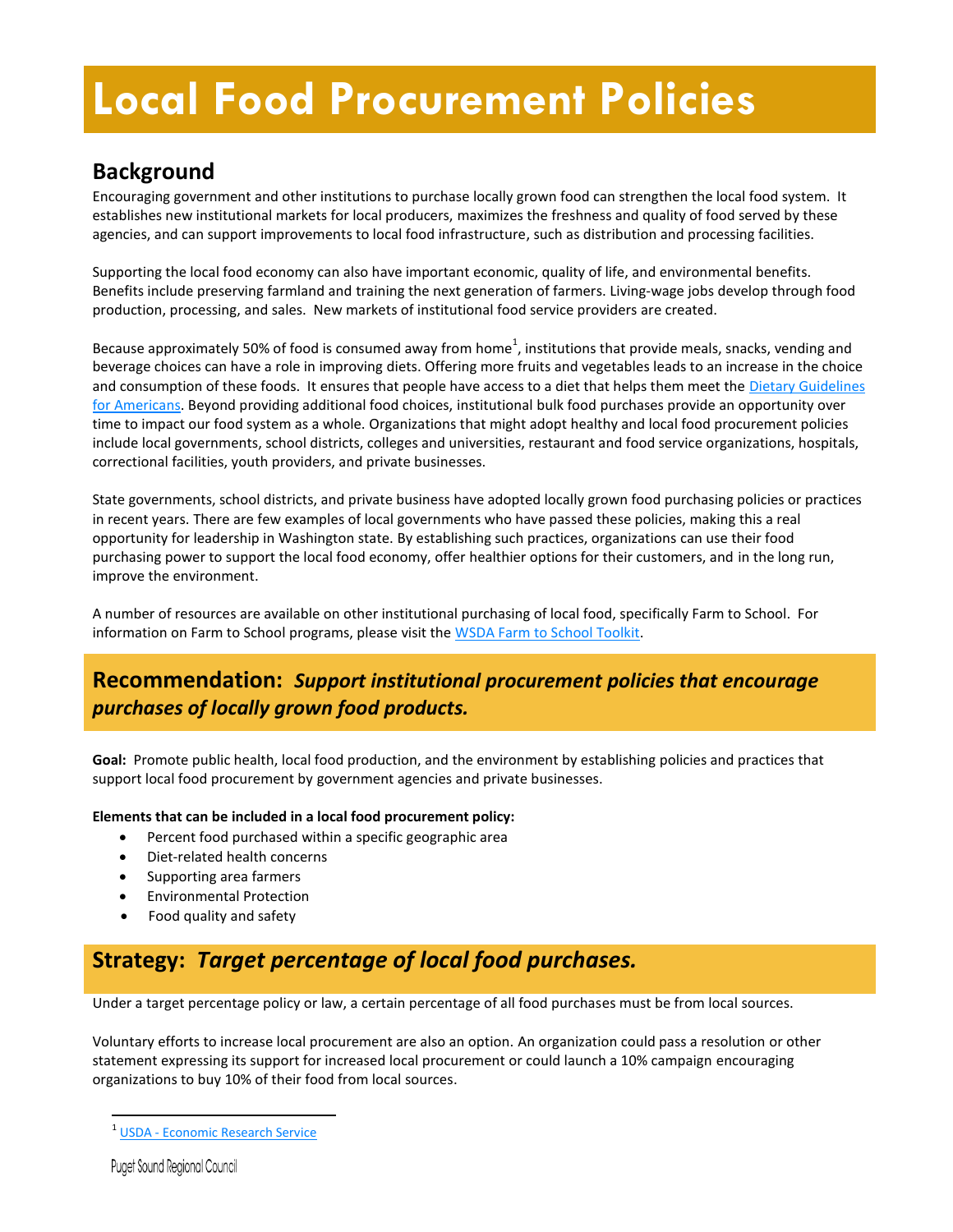# Local Food Procurement Policies

## Background

Encouraging government and other institutions to purchase locally grown food can strengthen the local food system. It establishes new institutional markets for local producers, maximizes the freshness and quality of food served by these agencies, and can support improvements to local food infrastructure, such as distribution and processing facilities.

Supporting the local food economy can also have important economic, quality of life, and environmental benefits. Benefits include preserving farmland and training the next generation of farmers. Living-wage jobs develop through food production, processing, and sales. New markets of institutional food service providers are created.

Because approximately 50% of food is consumed away from home[1], institutions that provide meals, snacks, vending and beverage choices can have a role in improving diets. Offering more fruits and vegetables leads to an increase in the choice and consumption of these foods. It ensures that people have access to a diet that helps them meet the Dietary Guidelines for Americans. Beyond providing additional food choices, institutional bulk food purchases provide an opportunity over time to impact our food system as a whole. Organizations that might adopt healthy and local food procurement policies include local governments, school districts, colleges and universities, restaurant and food service organizations, hospitals, correctional facilities, youth providers, and private businesses.

State governments, school districts, and private business have adopted locally grown food purchasing policies or practices in recent years. There are few examples of local governments who have passed these policies, making this a real opportunity for leadership in Washington state. By establishing such practices, organizations can use their food purchasing power to support the local food economy, offer healthier options for their customers, and in the long run, improve the environment.

A number of resources are available on other institutional purchasing of local food, specifically Farm to School. For information on Farm to School programs, please visit the WSDA Farm to School Toolkit.

## Recommendation: *Support institutional procurement policies that encourage purchases of locally grown food products.*

**Goal:** Promote public health, local food production, and the environment by establishing policies and practices that support local food procurement by government agencies and private businesses.

**Elements that can be included in a local food procurement policy:**

- Percent food purchased within a specific geographic area
- Diet-related health concerns
- Supporting area farmers
- Environmental Protection
- Food quality and safety

## Strategy: *Target percentage of local food purchases.*

Under a target percentage policy or law, a certain percentage of all food purchases must be from local sources.

Voluntary efforts to increase local procurement are also an option. An organization could pass a resolution or other statement expressing its support for increased local procurement or could launch a 10% campaign encouraging organizations to buy 10% of their food from local sources.

[1] USDA - Economic Research Service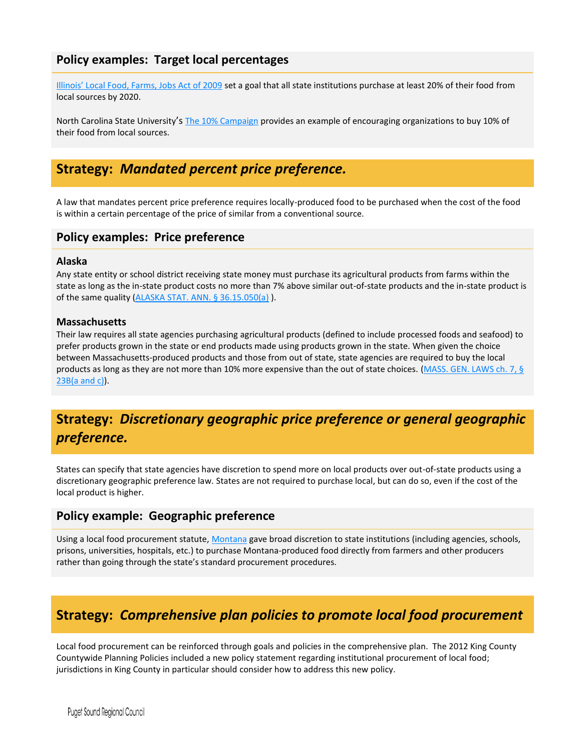## Policy examples: Target local percentages

[Illinois' Local Food, Farms, Jobs Act of 2009](#) set a goal that all state institutions purchase at least 20% of their food from local sources by 2020.

North Carolina State University's [The 10% Campaign](#) provides an example of encouraging organizations to buy 10% of their food from local sources.

## Strategy: *Mandated percent price preference.*

A law that mandates percent price preference requires locally-produced food to be purchased when the cost of the food is within a certain percentage of the price of similar from a conventional source.

## Policy examples: Price preference

### Alaska

Any state entity or school district receiving state money must purchase its agricultural products from farms within the state as long as the in-state product costs no more than 7% above similar out-of-state products and the in-state product is of the same quality ([ALASKA STAT. ANN. § 36.15.050(a)](#) ).

### Massachusetts

Their law requires all state agencies purchasing agricultural products (defined to include processed foods and seafood) to prefer products grown in the state or end products made using products grown in the state. When given the choice between Massachusetts-produced products and those from out of state, state agencies are required to buy the local products as long as they are not more than 10% more expensive than the out of state choices. ([MASS. GEN. LAWS ch. 7, § 23B(a and c)](#)).

## Strategy: *Discretionary geographic price preference or general geographic preference.*

States can specify that state agencies have discretion to spend more on local products over out-of-state products using a discretionary geographic preference law. States are not required to purchase local, but can do so, even if the cost of the local product is higher.

## Policy example: Geographic preference

Using a local food procurement statute, [Montana](#) gave broad discretion to state institutions (including agencies, schools, prisons, universities, hospitals, etc.) to purchase Montana-produced food directly from farmers and other producers rather than going through the state's standard procurement procedures.

## Strategy: *Comprehensive plan policies to promote local food procurement*

Local food procurement can be reinforced through goals and policies in the comprehensive plan. The 2012 King County Countywide Planning Policies included a new policy statement regarding institutional procurement of local food; jurisdictions in King County in particular should consider how to address this new policy.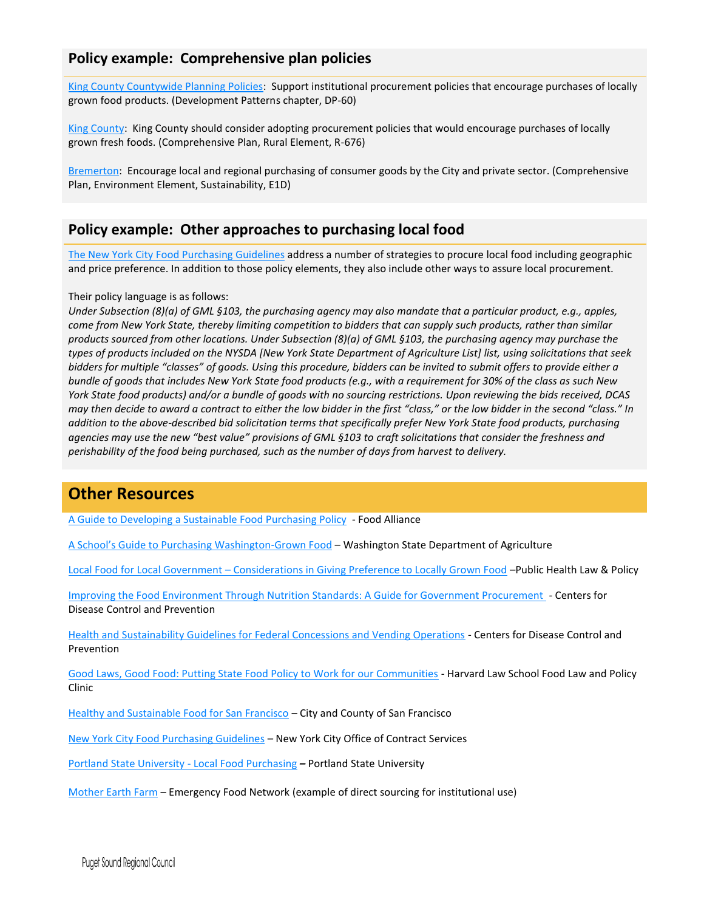## Policy example: Comprehensive plan policies

King County Countywide Planning Policies: Support institutional procurement policies that encourage purchases of locally grown food products. (Development Patterns chapter, DP-60)

King County: King County should consider adopting procurement policies that would encourage purchases of locally grown fresh foods. (Comprehensive Plan, Rural Element, R-676)

Bremerton: Encourage local and regional purchasing of consumer goods by the City and private sector. (Comprehensive Plan, Environment Element, Sustainability, E1D)

## Policy example: Other approaches to purchasing local food

The New York City Food Purchasing Guidelines address a number of strategies to procure local food including geographic and price preference. In addition to those policy elements, they also include other ways to assure local procurement.

Their policy language is as follows:
*Under Subsection (8)(a) of GML §103, the purchasing agency may also mandate that a particular product, e.g., apples, come from New York State, thereby limiting competition to bidders that can supply such products, rather than similar products sourced from other locations. Under Subsection (8)(a) of GML §103, the purchasing agency may purchase the types of products included on the NYSDA [New York State Department of Agriculture List] list, using solicitations that seek bidders for multiple "classes" of goods. Using this procedure, bidders can be invited to submit offers to provide either a bundle of goods that includes New York State food products (e.g., with a requirement for 30% of the class as such New York State food products) and/or a bundle of goods with no sourcing restrictions. Upon reviewing the bids received, DCAS may then decide to award a contract to either the low bidder in the first "class," or the low bidder in the second "class." In addition to the above-described bid solicitation terms that specifically prefer New York State food products, purchasing agencies may use the new "best value" provisions of GML §103 to craft solicitations that consider the freshness and perishability of the food being purchased, such as the number of days from harvest to delivery.*

## Other Resources

A Guide to Developing a Sustainable Food Purchasing Policy - Food Alliance

A School's Guide to Purchasing Washington-Grown Food – Washington State Department of Agriculture

Local Food for Local Government – Considerations in Giving Preference to Locally Grown Food –Public Health Law & Policy

Improving the Food Environment Through Nutrition Standards: A Guide for Government Procurement - Centers for Disease Control and Prevention

Health and Sustainability Guidelines for Federal Concessions and Vending Operations - Centers for Disease Control and Prevention

Good Laws, Good Food: Putting State Food Policy to Work for our Communities - Harvard Law School Food Law and Policy Clinic

Healthy and Sustainable Food for San Francisco – City and County of San Francisco

New York City Food Purchasing Guidelines – New York City Office of Contract Services

Portland State University - Local Food Purchasing – Portland State University

Mother Earth Farm – Emergency Food Network (example of direct sourcing for institutional use)